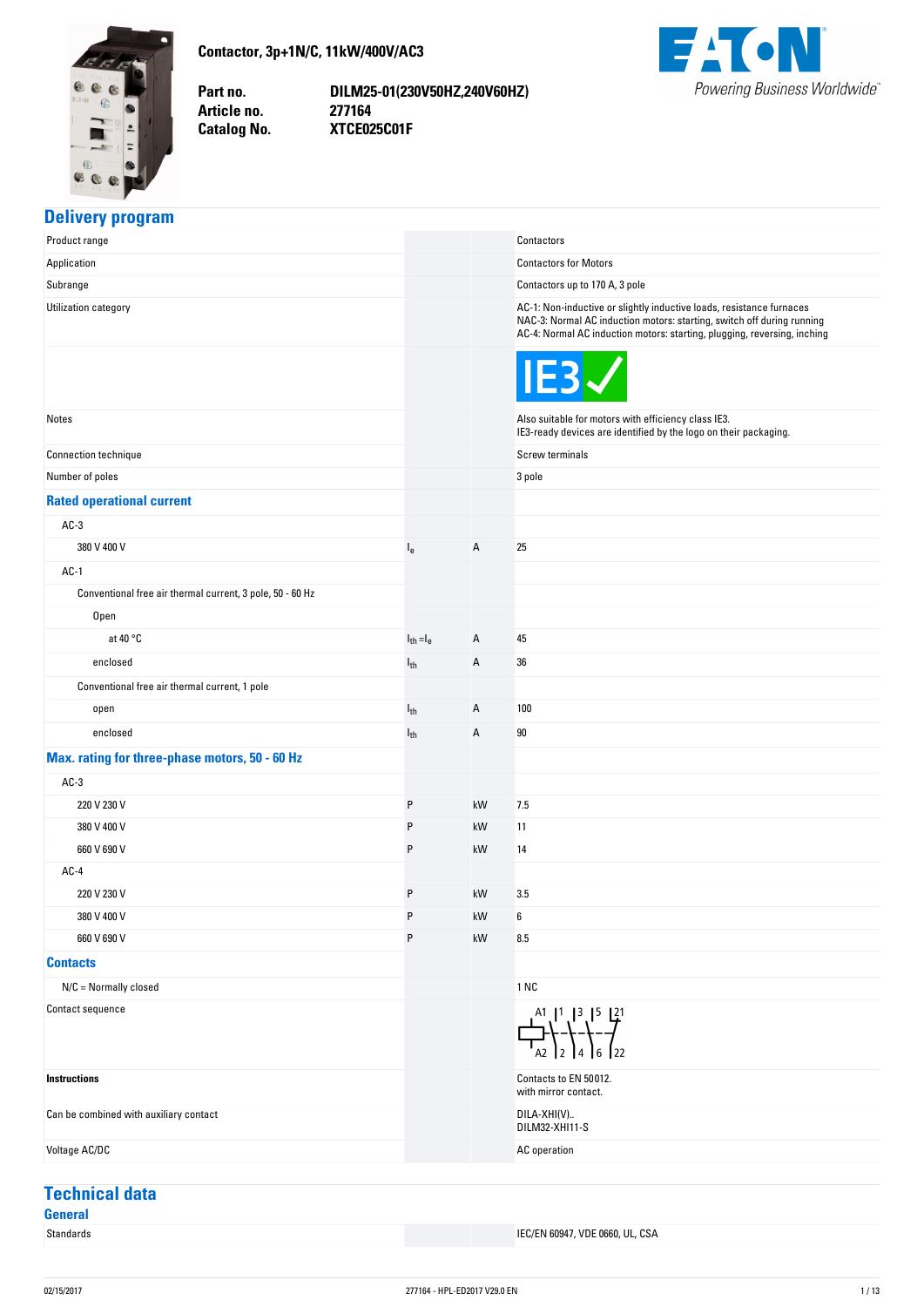# Contactor, 3p+1N/C, 11kW/400V/AC3

**Part no.** DILM25-01(230V50HZ,240V60HZ)
**Article no.** 277164
**Catalog No.** XTCE025C01F

## Delivery program

| | | | |
|---|---|---|---|
| Product range | | | Contactors |
| Application | | | Contactors for Motors |
| Subrange | | | Contactors up to 170 A, 3 pole |
| Utilization category | | | AC-1: Non-inductive or slightly inductive loads, resistance furnaces<br>NAC-3: Normal AC induction motors: starting, switch off during running<br>AC-4: Normal AC induction motors: starting, plugging, reversing, inching |
| | | | IE3 ✓ |
| Notes | | | Also suitable for motors with efficiency class IE3.<br>IE3-ready devices are identified by the logo on their packaging. |
| Connection technique | | | Screw terminals |
| Number of poles | | | 3 pole |
| **Rated operational current** | | | |
| AC-3 | | | |
| 380 V 400 V | $I_e$ | A | 25 |
| AC-1 | | | |
| Conventional free air thermal current, 3 pole, 50 - 60 Hz | | | |
| Open | | | |
| at 40 °C | $I_{th} = I_e$ | A | 45 |
| enclosed | $I_{th}$ | A | 36 |
| Conventional free air thermal current, 1 pole | | | |
| open | $I_{th}$ | A | 100 |
| enclosed | $I_{th}$ | A | 90 |
| **Max. rating for three-phase motors, 50 - 60 Hz** | | | |
| AC-3 | | | |
| 220 V 230 V | P | kW | 7.5 |
| 380 V 400 V | P | kW | 11 |
| 660 V 690 V | P | kW | 14 |
| AC-4 | | | |
| 220 V 230 V | P | kW | 3.5 |
| 380 V 400 V | P | kW | 6 |
| 660 V 690 V | P | kW | 8.5 |
| **Contacts** | | | |
| N/C = Normally closed | | | 1 NC |
| Contact sequence | | | A1, A2, 1, 2, 3, 4, 5, 6, 21, 22 |
| **Instructions** | | | Contacts to EN 50012.<br>with mirror contact. |
| Can be combined with auxiliary contact | | | DILA-XHI(V)..<br>DILM32-XHI11-S |
| Voltage AC/DC | | | AC operation |

## Technical data

### General

| | | | |
|---|---|---|---|
| Standards | | | IEC/EN 60947, VDE 0660, UL, CSA |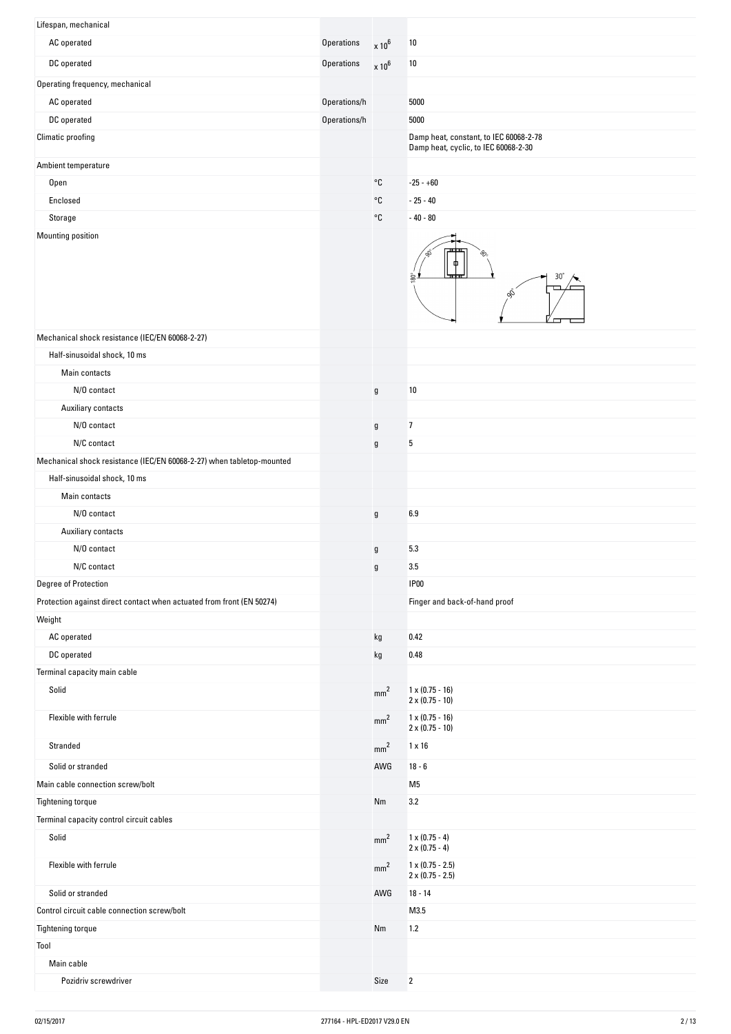| | | | |
|---|---|---|---|
| Lifespan, mechanical | | | |
| AC operated | Operations | $x 10^6$ | 10 |
| DC operated | Operations | $x 10^6$ | 10 |
| Operating frequency, mechanical | | | |
| AC operated | Operations/h | | 5000 |
| DC operated | Operations/h | | 5000 |
| Climatic proofing | | | Damp heat, constant, to IEC 60068-2-78<br>Damp heat, cyclic, to IEC 60068-2-30 |
| Ambient temperature | | | |
| Open | | °C | -25 - +60 |
| Enclosed | | °C | - 25 - 40 |
| Storage | | °C | - 40 - 80 |
| Mounting position | | | |
| Mechanical shock resistance (IEC/EN 60068-2-27) | | | |
| Half-sinusoidal shock, 10 ms | | | |
| Main contacts | | | |
| N/O contact | | g | 10 |
| Auxiliary contacts | | | |
| N/O contact | | g | 7 |
| N/C contact | | g | 5 |
| Mechanical shock resistance (IEC/EN 60068-2-27) when tabletop-mounted | | | |
| Half-sinusoidal shock, 10 ms | | | |
| Main contacts | | | |
| N/O contact | | g | 6.9 |
| Auxiliary contacts | | | |
| N/O contact | | g | 5.3 |
| N/C contact | | g | 3.5 |
| Degree of Protection | | | IP00 |
| Protection against direct contact when actuated from front (EN 50274) | | | Finger and back-of-hand proof |
| Weight | | | |
| AC operated | | kg | 0.42 |
| DC operated | | kg | 0.48 |
| Terminal capacity main cable | | | |
| Solid | | $mm^2$ | 1 x (0.75 - 16)<br>2 x (0.75 - 10) |
| Flexible with ferrule | | $mm^2$ | 1 x (0.75 - 16)<br>2 x (0.75 - 10) |
| Stranded | | $mm^2$ | 1 x 16 |
| Solid or stranded | | AWG | 18 - 6 |
| Main cable connection screw/bolt | | | M5 |
| Tightening torque | | Nm | 3.2 |
| Terminal capacity control circuit cables | | | |
| Solid | | $mm^2$ | 1 x (0.75 - 4)<br>2 x (0.75 - 4) |
| Flexible with ferrule | | $mm^2$ | 1 x (0.75 - 2.5)<br>2 x (0.75 - 2.5) |
| Solid or stranded | | AWG | 18 - 14 |
| Control circuit cable connection screw/bolt | | | M3.5 |
| Tightening torque | | Nm | 1.2 |
| Tool | | | |
| Main cable | | | |
| Pozidriv screwdriver | | Size | 2 |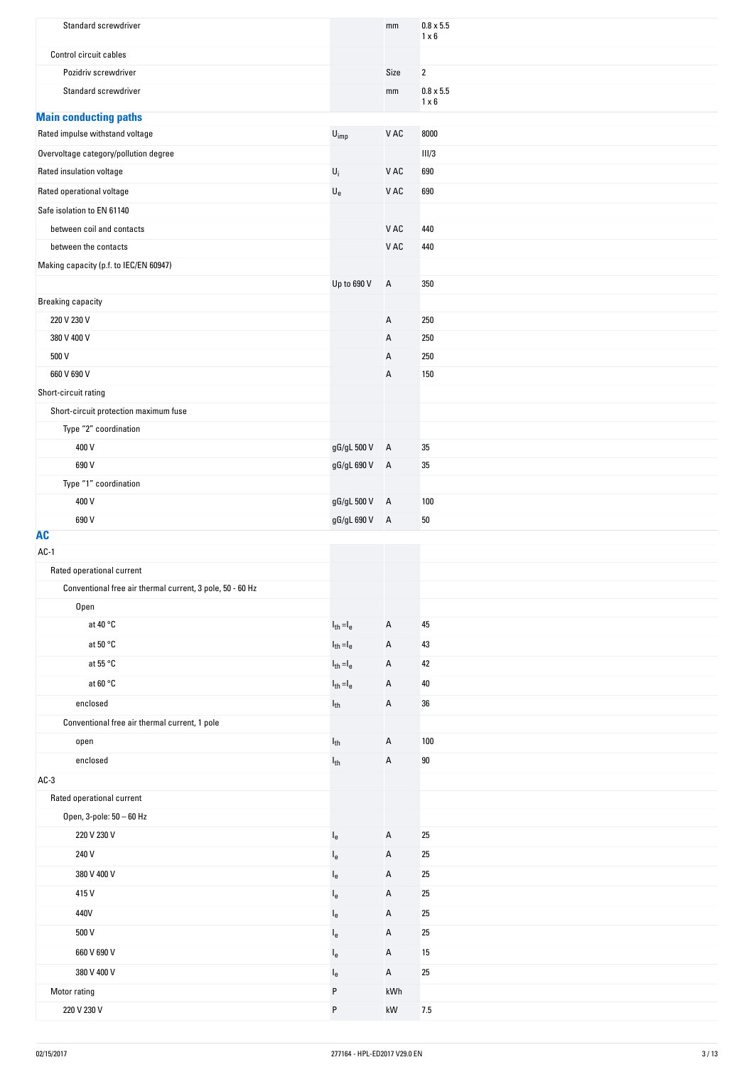| | | | |
|---|---|---|---|
| Standard screwdriver | | mm | 0.8 x 5.5<br>1 x 6 |
| Control circuit cables | | | |
| Pozidriv screwdriver | | Size | 2 |
| Standard screwdriver | | mm | 0.8 x 5.5<br>1 x 6 |

## Main conducting paths

| | | | |
|---|---|---|---|
| Rated impulse withstand voltage | $U_{imp}$ | V AC | 8000 |
| Overvoltage category/pollution degree | | | III/3 |
| Rated insulation voltage | $U_i$ | V AC | 690 |
| Rated operational voltage | $U_e$ | V AC | 690 |
| Safe isolation to EN 61140 | | | |
| between coil and contacts | | V AC | 440 |
| between the contacts | | V AC | 440 |
| Making capacity (p.f. to IEC/EN 60947) | | | |
| | Up to 690 V | A | 350 |
| Breaking capacity | | | |
| 220 V 230 V | | A | 250 |
| 380 V 400 V | | A | 250 |
| 500 V | | A | 250 |
| 660 V 690 V | | A | 150 |
| Short-circuit rating | | | |
| Short-circuit protection maximum fuse | | | |
| Type "2" coordination | | | |
| 400 V | gG/gL 500 V | A | 35 |
| 690 V | gG/gL 690 V | A | 35 |
| Type "1" coordination | | | |
| 400 V | gG/gL 500 V | A | 100 |
| 690 V | gG/gL 690 V | A | 50 |

## AC

| | | | |
|---|---|---|---|
| AC-1 | | | |
| Rated operational current | | | |
| Conventional free air thermal current, 3 pole, 50 - 60 Hz | | | |
| Open | | | |
| at 40 °C | $I_{th} = I_e$ | A | 45 |
| at 50 °C | $I_{th} = I_e$ | A | 43 |
| at 55 °C | $I_{th} = I_e$ | A | 42 |
| at 60 °C | $I_{th} = I_e$ | A | 40 |
| enclosed | $I_{th}$ | A | 36 |
| Conventional free air thermal current, 1 pole | | | |
| open | $I_{th}$ | A | 100 |
| enclosed | $I_{th}$ | A | 90 |
| AC-3 | | | |
| Rated operational current | | | |
| Open, 3-pole: 50 – 60 Hz | | | |
| 220 V 230 V | $I_e$ | A | 25 |
| 240 V | $I_e$ | A | 25 |
| 380 V 400 V | $I_e$ | A | 25 |
| 415 V | $I_e$ | A | 25 |
| 440V | $I_e$ | A | 25 |
| 500 V | $I_e$ | A | 25 |
| 660 V 690 V | $I_e$ | A | 15 |
| 380 V 400 V | $I_e$ | A | 25 |
| Motor rating | P | kWh | |
| 220 V 230 V | P | kW | 7.5 |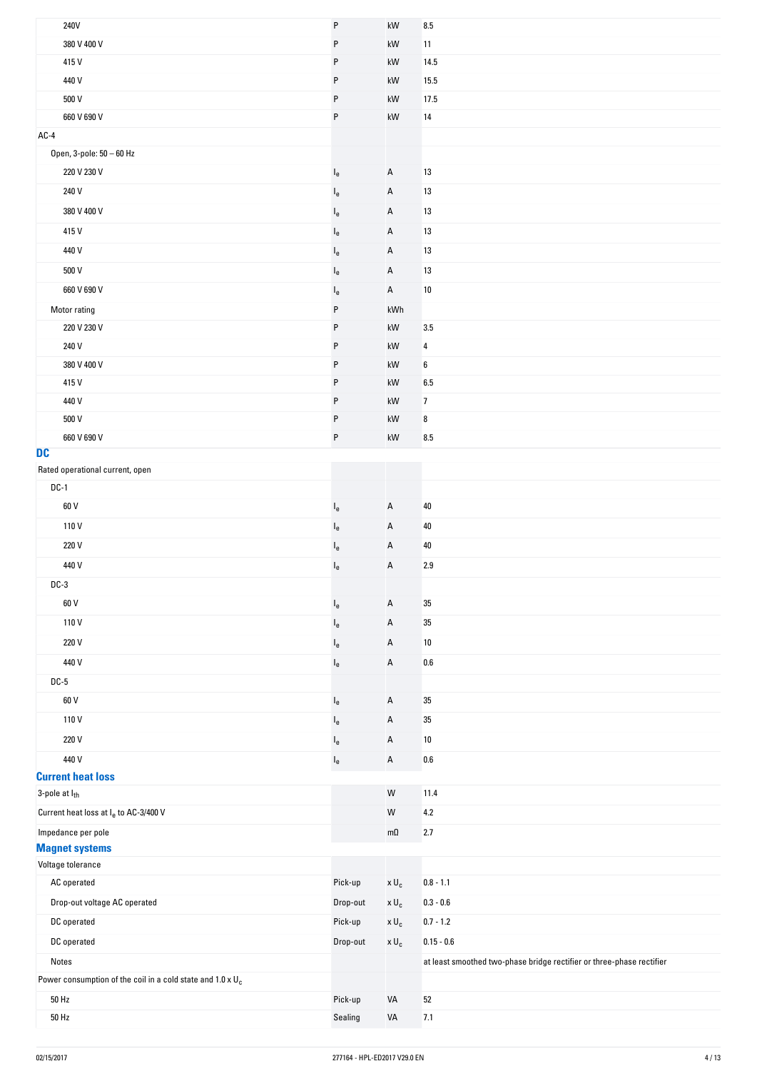| | | | |
|---|---|---|---|
| 240V | P | kW | 8.5 |
| 380 V 400 V | P | kW | 11 |
| 415 V | P | kW | 14.5 |
| 440 V | P | kW | 15.5 |
| 500 V | P | kW | 17.5 |
| 660 V 690 V | P | kW | 14 |
| AC-4 | | | |
| Open, 3-pole: 50 – 60 Hz | | | |
| 220 V 230 V | $I_e$ | A | 13 |
| 240 V | $I_e$ | A | 13 |
| 380 V 400 V | $I_e$ | A | 13 |
| 415 V | $I_e$ | A | 13 |
| 440 V | $I_e$ | A | 13 |
| 500 V | $I_e$ | A | 13 |
| 660 V 690 V | $I_e$ | A | 10 |
| Motor rating | P | kWh | |
| 220 V 230 V | P | kW | 3.5 |
| 240 V | P | kW | 4 |
| 380 V 400 V | P | kW | 6 |
| 415 V | P | kW | 6.5 |
| 440 V | P | kW | 7 |
| 500 V | P | kW | 8 |
| 660 V 690 V | P | kW | 8.5 |

## DC

| | | | |
|---|---|---|---|
| Rated operational current, open | | | |
| DC-1 | | | |
| 60 V | $I_e$ | A | 40 |
| 110 V | $I_e$ | A | 40 |
| 220 V | $I_e$ | A | 40 |
| 440 V | $I_e$ | A | 2.9 |
| DC-3 | | | |
| 60 V | $I_e$ | A | 35 |
| 110 V | $I_e$ | A | 35 |
| 220 V | $I_e$ | A | 10 |
| 440 V | $I_e$ | A | 0.6 |
| DC-5 | | | |
| 60 V | $I_e$ | A | 35 |
| 110 V | $I_e$ | A | 35 |
| 220 V | $I_e$ | A | 10 |
| 440 V | $I_e$ | A | 0.6 |

## Current heat loss

| | | | |
|---|---|---|---|
| 3-pole at $I_{th}$ | | W | 11.4 |
| Current heat loss at $I_e$ to AC-3/400 V | | W | 4.2 |
| Impedance per pole | | mΩ | 2.7 |

## Magnet systems

| | | | |
|---|---|---|---|
| Voltage tolerance | | | |
| AC operated | Pick-up | x $U_c$ | 0.8 - 1.1 |
| Drop-out voltage AC operated | Drop-out | x $U_c$ | 0.3 - 0.6 |
| DC operated | Pick-up | x $U_c$ | 0.7 - 1.2 |
| DC operated | Drop-out | x $U_c$ | 0.15 - 0.6 |
| Notes | | | at least smoothed two-phase bridge rectifier or three-phase rectifier |
| Power consumption of the coil in a cold state and 1.0 x $U_c$ | | | |
| 50 Hz | Pick-up | VA | 52 |
| 50 Hz | Sealing | VA | 7.1 |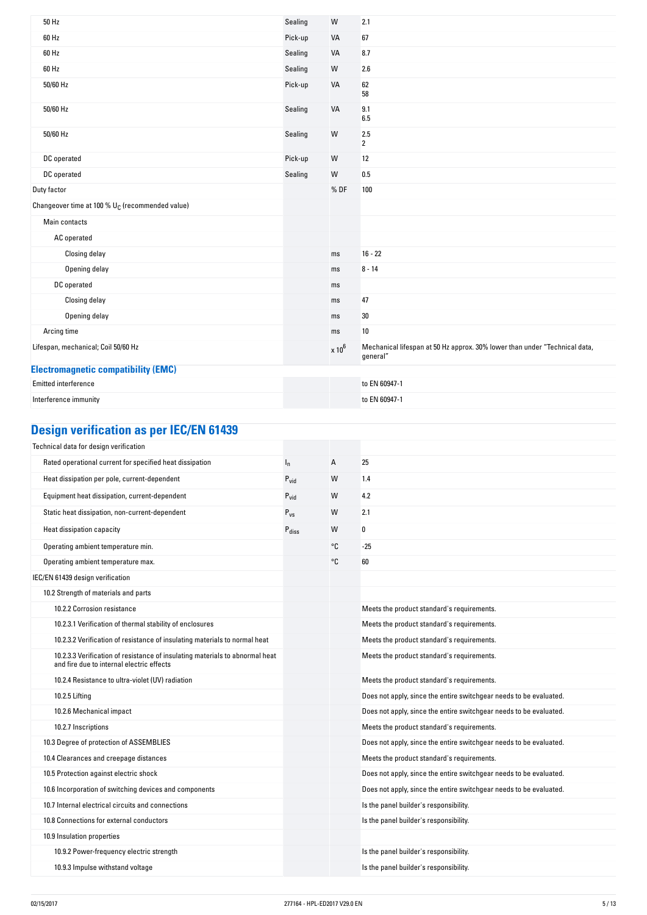| | | | |
|---|---|---|---|
| 50 Hz | Sealing | W | 2.1 |
| 60 Hz | Pick-up | VA | 67 |
| 60 Hz | Sealing | VA | 8.7 |
| 60 Hz | Sealing | W | 2.6 |
| 50/60 Hz | Pick-up | VA | 62<br>58 |
| 50/60 Hz | Sealing | VA | 9.1<br>6.5 |
| 50/60 Hz | Sealing | W | 2.5<br>2 |
| DC operated | Pick-up | W | 12 |
| DC operated | Sealing | W | 0.5 |
| Duty factor | | % DF | 100 |
| Changeover time at 100 % $U_C$ (recommended value) | | | |
| Main contacts | | | |
| AC operated | | | |
| Closing delay | | ms | 16 - 22 |
| Opening delay | | ms | 8 - 14 |
| DC operated | | ms | |
| Closing delay | | ms | 47 |
| Opening delay | | ms | 30 |
| Arcing time | | ms | 10 |
| Lifespan, mechanical; Coil 50/60 Hz | | $x\ 10^6$ | Mechanical lifespan at 50 Hz approx. 30% lower than under "Technical data, general" |

## Electromagnetic compatibility (EMC)

| | | | |
|---|---|---|---|
| Emitted interference | | | to EN 60947-1 |
| Interference immunity | | | to EN 60947-1 |

# Design verification as per IEC/EN 61439

| | | | |
|---|---|---|---|
| Technical data for design verification | | | |
| Rated operational current for specified heat dissipation | $I_n$ | A | 25 |
| Heat dissipation per pole, current-dependent | $P_{vid}$ | W | 1.4 |
| Equipment heat dissipation, current-dependent | $P_{vid}$ | W | 4.2 |
| Static heat dissipation, non-current-dependent | $P_{vs}$ | W | 2.1 |
| Heat dissipation capacity | $P_{diss}$ | W | 0 |
| Operating ambient temperature min. | | °C | -25 |
| Operating ambient temperature max. | | °C | 60 |
| IEC/EN 61439 design verification | | | |
| 10.2 Strength of materials and parts | | | |
| 10.2.2 Corrosion resistance | | | Meets the product standard's requirements. |
| 10.2.3.1 Verification of thermal stability of enclosures | | | Meets the product standard's requirements. |
| 10.2.3.2 Verification of resistance of insulating materials to normal heat | | | Meets the product standard's requirements. |
| 10.2.3.3 Verification of resistance of insulating materials to abnormal heat and fire due to internal electric effects | | | Meets the product standard's requirements. |
| 10.2.4 Resistance to ultra-violet (UV) radiation | | | Meets the product standard's requirements. |
| 10.2.5 Lifting | | | Does not apply, since the entire switchgear needs to be evaluated. |
| 10.2.6 Mechanical impact | | | Does not apply, since the entire switchgear needs to be evaluated. |
| 10.2.7 Inscriptions | | | Meets the product standard's requirements. |
| 10.3 Degree of protection of ASSEMBLIES | | | Does not apply, since the entire switchgear needs to be evaluated. |
| 10.4 Clearances and creepage distances | | | Meets the product standard's requirements. |
| 10.5 Protection against electric shock | | | Does not apply, since the entire switchgear needs to be evaluated. |
| 10.6 Incorporation of switching devices and components | | | Does not apply, since the entire switchgear needs to be evaluated. |
| 10.7 Internal electrical circuits and connections | | | Is the panel builder's responsibility. |
| 10.8 Connections for external conductors | | | Is the panel builder's responsibility. |
| 10.9 Insulation properties | | | |
| 10.9.2 Power-frequency electric strength | | | Is the panel builder's responsibility. |
| 10.9.3 Impulse withstand voltage | | | Is the panel builder's responsibility. |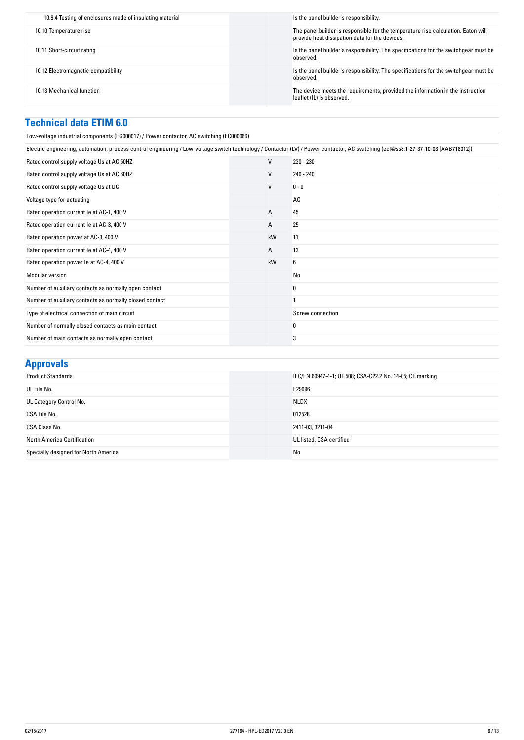| | | | |
|---|---|---|---|
| 10.9.4 Testing of enclosures made of insulating material | | | Is the panel builder's responsibility. |
| 10.10 Temperature rise | | | The panel builder is responsible for the temperature rise calculation. Eaton will provide heat dissipation data for the devices. |
| 10.11 Short-circuit rating | | | Is the panel builder's responsibility. The specifications for the switchgear must be observed. |
| 10.12 Electromagnetic compatibility | | | Is the panel builder's responsibility. The specifications for the switchgear must be observed. |
| 10.13 Mechanical function | | | The device meets the requirements, provided the information in the instruction leaflet (IL) is observed. |

## Technical data ETIM 6.0

Low-voltage industrial components (EG000017) / Power contactor, AC switching (EC000066)

Electric engineering, automation, process control engineering / Low-voltage switch technology / Contactor (LV) / Power contactor, AC switching (ecl@ss8.1-27-37-10-03 [AAB718012])

| | | |
|---|---|---|
| Rated control supply voltage Us at AC 50HZ | V | 230 - 230 |
| Rated control supply voltage Us at AC 60HZ | V | 240 - 240 |
| Rated control supply voltage Us at DC | V | 0 - 0 |
| Voltage type for actuating | | AC |
| Rated operation current Ie at AC-1, 400 V | A | 45 |
| Rated operation current Ie at AC-3, 400 V | A | 25 |
| Rated operation power at AC-3, 400 V | kW | 11 |
| Rated operation current Ie at AC-4, 400 V | A | 13 |
| Rated operation power Ie at AC-4, 400 V | kW | 6 |
| Modular version | | No |
| Number of auxiliary contacts as normally open contact | | 0 |
| Number of auxiliary contacts as normally closed contact | | 1 |
| Type of electrical connection of main circuit | | Screw connection |
| Number of normally closed contacts as main contact | | 0 |
| Number of main contacts as normally open contact | | 3 |

## Approvals

| | | |
|---|---|---|
| Product Standards | | IEC/EN 60947-4-1; UL 508; CSA-C22.2 No. 14-05; CE marking |
| UL File No. | | E29096 |
| UL Category Control No. | | NLDX |
| CSA File No. | | 012528 |
| CSA Class No. | | 2411-03, 3211-04 |
| North America Certification | | UL listed, CSA certified |
| Specially designed for North America | | No |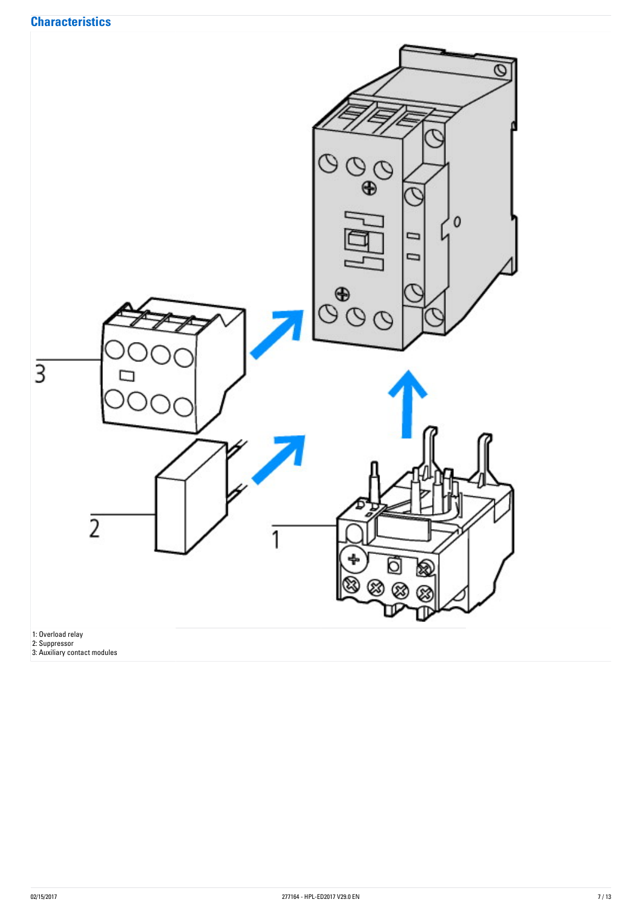## Characteristics

1: Overload relay
2: Suppressor
3: Auxiliary contact modules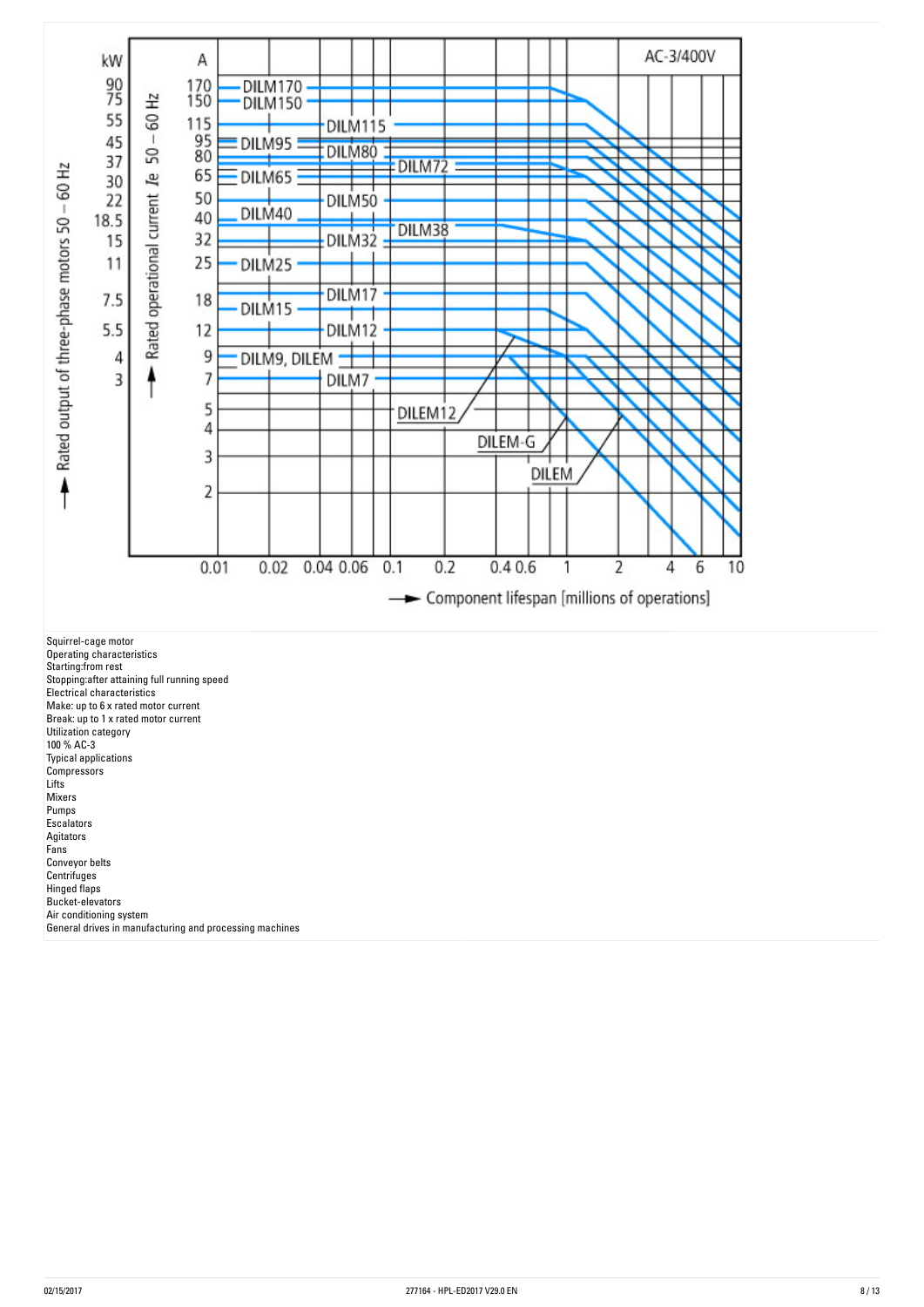AC-3/400V

kW | A

| kW | A | Contactor |
| --- | --- | --- |
| 90 | 170 | DILM170 |
| 75 | 150 | DILM150 |
| 55 | 115 | DILM115 |
| 45 | 95 | DILM95 |
| 37 | 80 | DILM80 |
| | | DILM72 |
| 30 | 65 | DILM65 |
| 22 | 50 | DILM50 |
| 18.5 | 40 | DILM40 |
| | | DILM38 |
| 15 | 32 | DILM32 |
| 11 | 25 | DILM25 |
| 7.5 | 18 | DILM17 |
| | | DILM15 |
| 5.5 | 12 | DILM12 |
| 4 | 9 | DILM9, DILEM |
| 3 | 7 | DILM7 |

DILEM12, DILEM-G, DILEM

Rated output of three-phase motors 50 – 60 Hz

Rated operational current Ie 50 – 60 Hz

Component lifespan [millions of operations]: 0.01, 0.02, 0.04, 0.06, 0.1, 0.2, 0.4, 0.6, 1, 2, 4, 6, 10

Squirrel-cage motor
Operating characteristics
Starting:from rest
Stopping:after attaining full running speed
Electrical characteristics
Make: up to 6 x rated motor current
Break: up to 1 x rated motor current
Utilization category
100 % AC-3
Typical applications
Compressors
Lifts
Mixers
Pumps
Escalators
Agitators
Fans
Conveyor belts
Centrifuges
Hinged flaps
Bucket-elevators
Air conditioning system
General drives in manufacturing and processing machines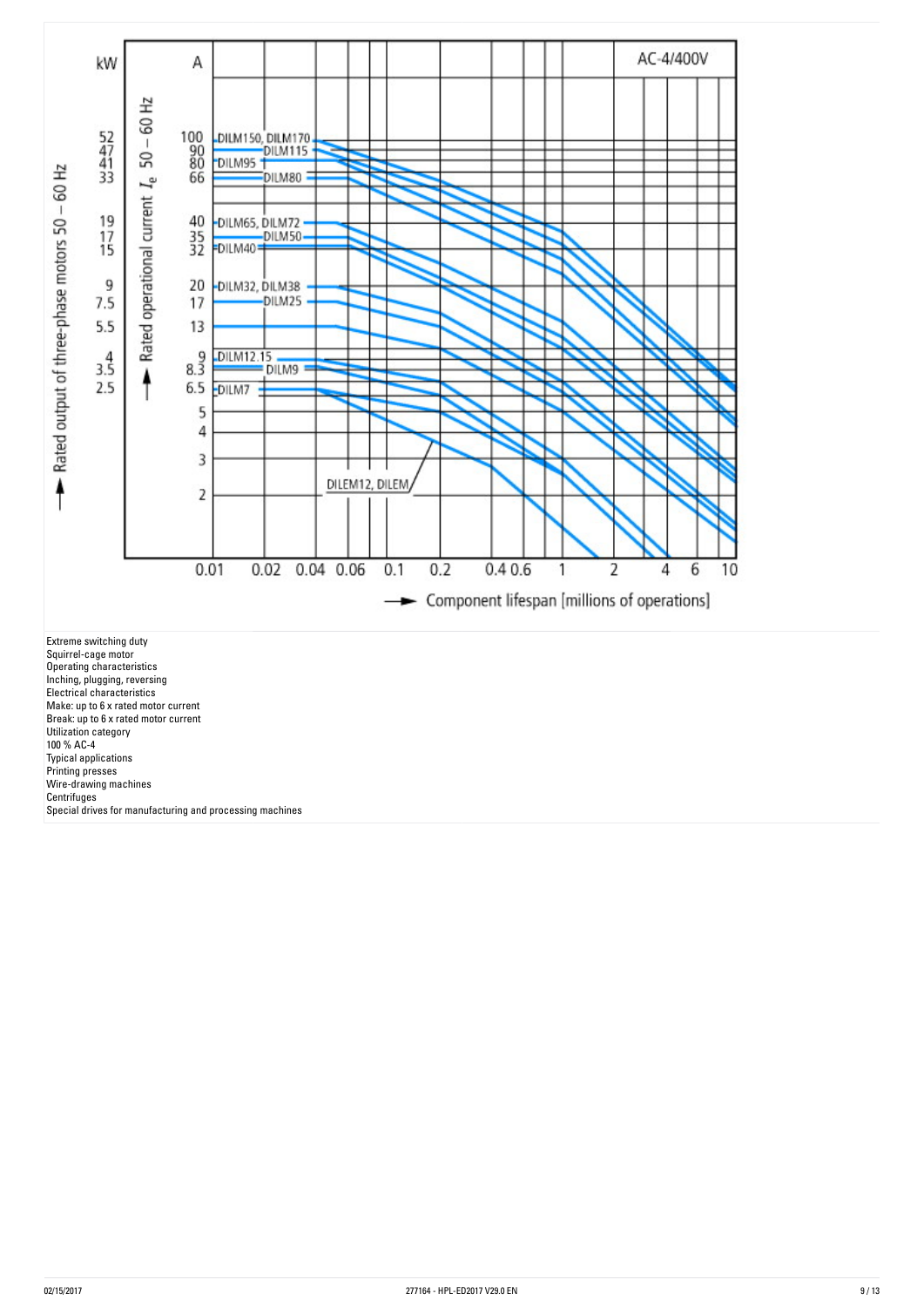Extreme switching duty
Squirrel-cage motor
Operating characteristics
Inching, plugging, reversing
Electrical characteristics
Make: up to 6 x rated motor current
Break: up to 6 x rated motor current
Utilization category
100 % AC-4
Typical applications
Printing presses
Wire-drawing machines
Centrifuges
Special drives for manufacturing and processing machines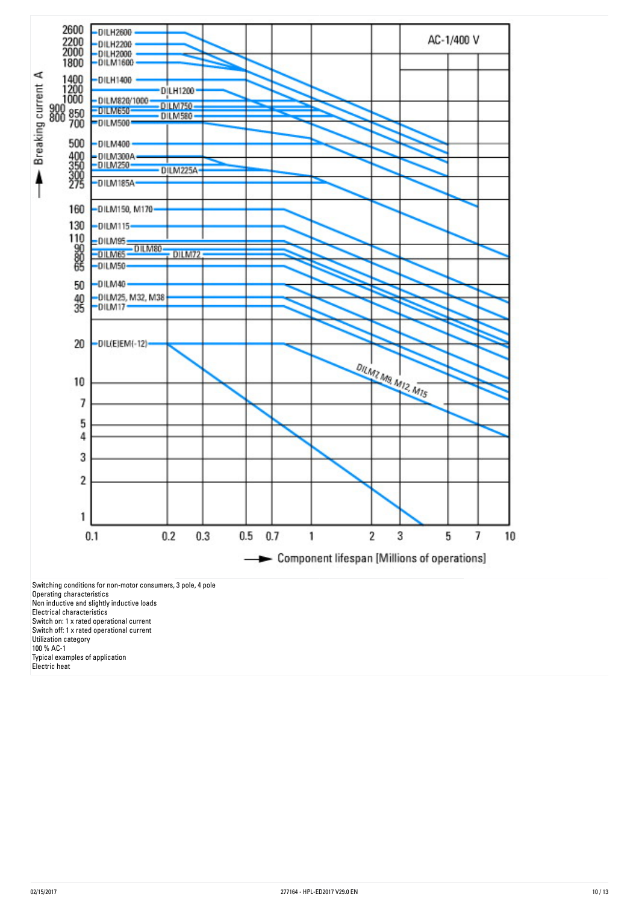Switching conditions for non-motor consumers, 3 pole, 4 pole
Operating characteristics
Non inductive and slightly inductive loads
Electrical characteristics
Switch on: 1 x rated operational current
Switch off: 1 x rated operational current
Utilization category
100 % AC-1
Typical examples of application
Electric heat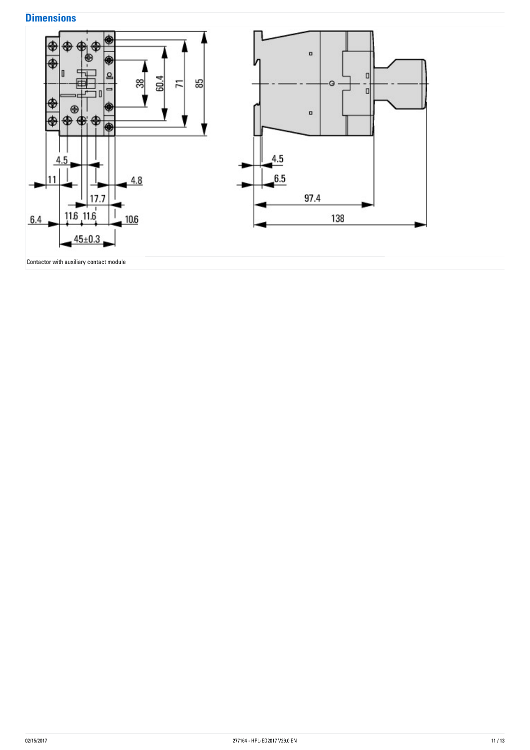## Dimensions

Contactor with auxiliary contact module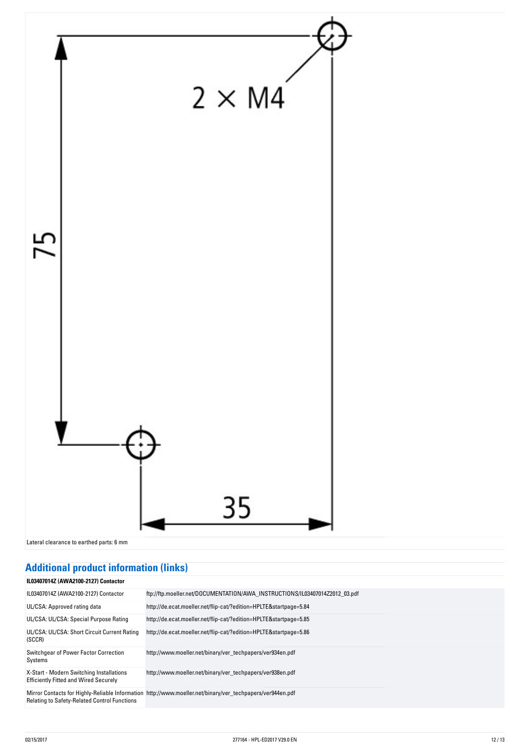2 × M4

75

35

Lateral clearance to earthed parts: 6 mm

## Additional product information (links)

**IL03407014Z (AWA2100-2127) Contactor**

| | |
|---|---|
| IL03407014Z (AWA2100-2127) Contactor | ftp://ftp.moeller.net/DOCUMENTATION/AWA_INSTRUCTIONS/IL03407014Z2012_03.pdf |
| UL/CSA: Approved rating data | http://de.ecat.moeller.net/flip-cat/?edition=HPLTE&startpage=5.84 |
| UL/CSA: UL/CSA: Special Purpose Rating | http://de.ecat.moeller.net/flip-cat/?edition=HPLTE&startpage=5.85 |
| UL/CSA: UL/CSA: Short Circuit Current Rating (SCCR) | http://de.ecat.moeller.net/flip-cat/?edition=HPLTE&startpage=5.86 |
| Switchgear of Power Factor Correction Systems | http://www.moeller.net/binary/ver_techpapers/ver934en.pdf |
| X-Start - Modern Switching Installations Efficiently Fitted and Wired Securely | http://www.moeller.net/binary/ver_techpapers/ver938en.pdf |
| Mirror Contacts for Highly-Reliable Information Relating to Safety-Related Control Functions | http://www.moeller.net/binary/ver_techpapers/ver944en.pdf |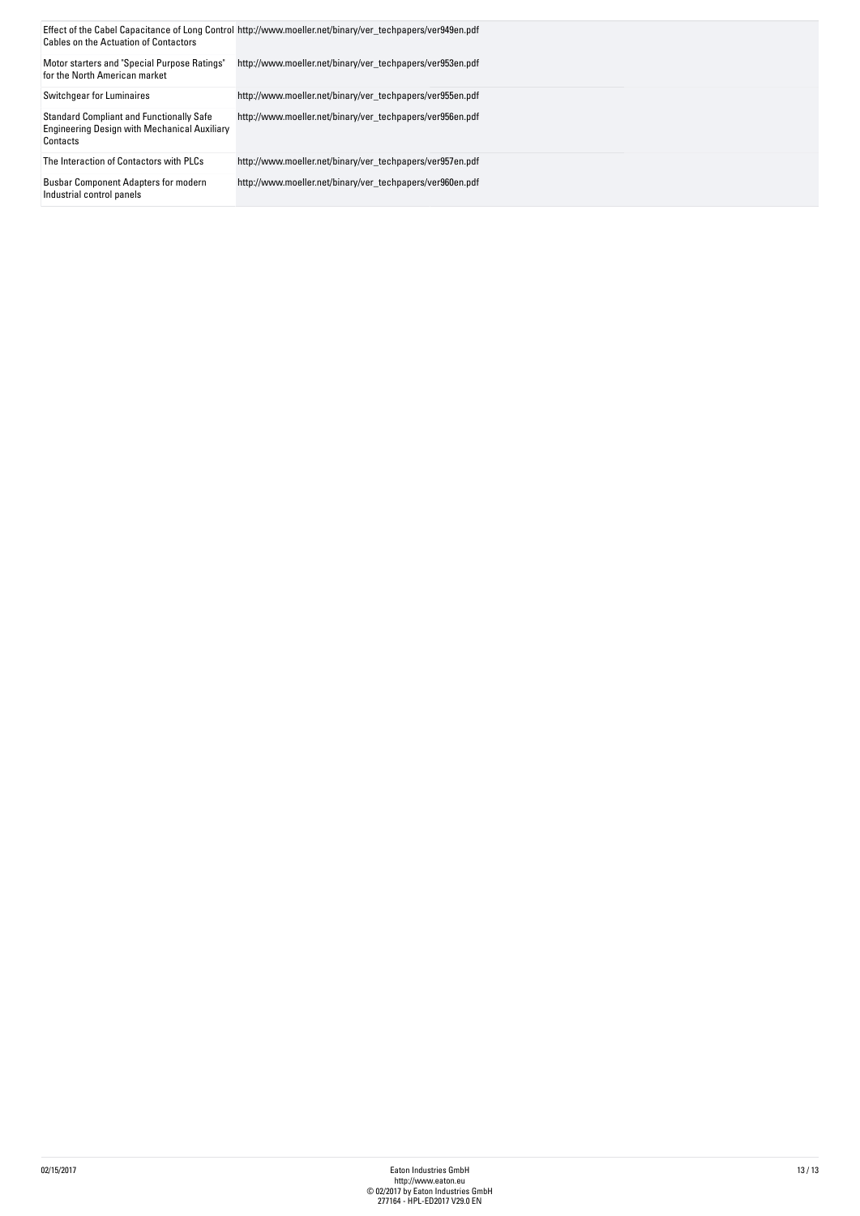| | |
|---|---|
| Effect of the Cabel Capacitance of Long Control Cables on the Actuation of Contactors | http://www.moeller.net/binary/ver_techpapers/ver949en.pdf |
| Motor starters and "Special Purpose Ratings" for the North American market | http://www.moeller.net/binary/ver_techpapers/ver953en.pdf |
| Switchgear for Luminaires | http://www.moeller.net/binary/ver_techpapers/ver955en.pdf |
| Standard Compliant and Functionally Safe Engineering Design with Mechanical Auxiliary Contacts | http://www.moeller.net/binary/ver_techpapers/ver956en.pdf |
| The Interaction of Contactors with PLCs | http://www.moeller.net/binary/ver_techpapers/ver957en.pdf |
| Busbar Component Adapters for modern Industrial control panels | http://www.moeller.net/binary/ver_techpapers/ver960en.pdf |